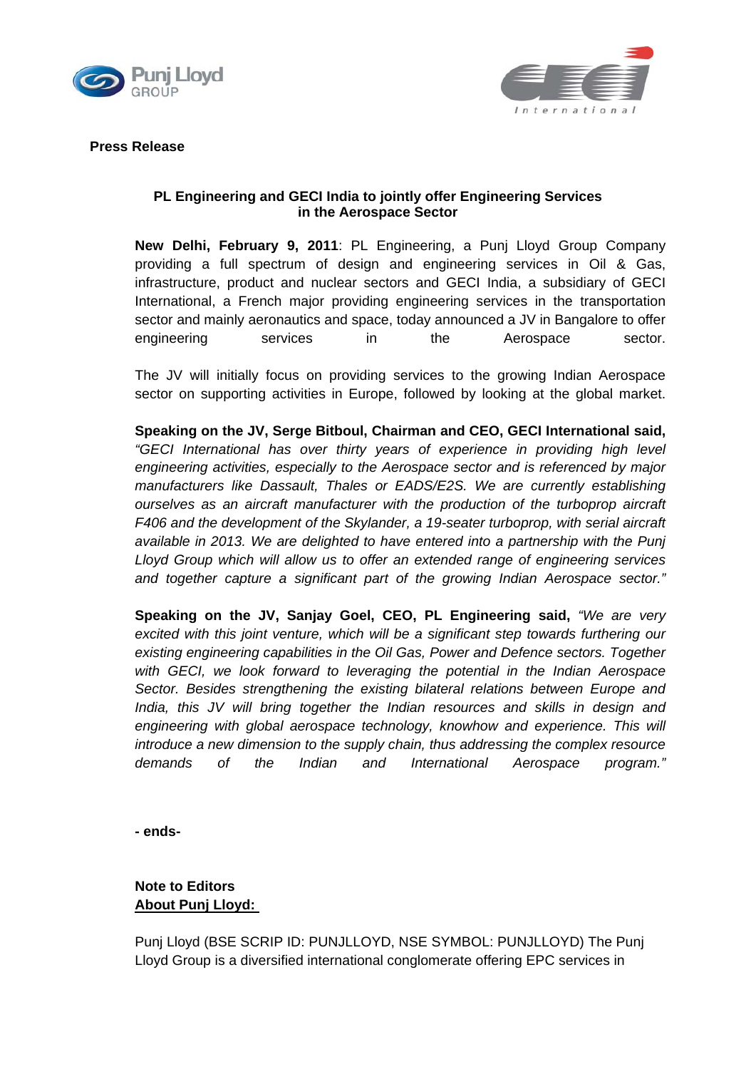**Press Release**

## PL Engineering and GECI India to jointly offer Engineering Services in the Aerospace Sector

**New Delhi, February 9, 2011**: PL Engineering, a Punj Lloyd Group Company providing a full spectrum of design and engineering services in Oil & Gas, infrastructure, product and nuclear sectors and GECI India, a subsidiary of GECI International, a French major providing engineering services in the transportation sector and mainly aeronautics and space, today announced a JV in Bangalore to offer engineering services in the Aerospace sector.

The JV will initially focus on providing services to the growing Indian Aerospace sector on supporting activities in Europe, followed by looking at the global market.

**Speaking on the JV, Serge Bitboul, Chairman and CEO, GECI International said,** *"GECI International has over thirty years of experience in providing high level engineering activities, especially to the Aerospace sector and is referenced by major manufacturers like Dassault, Thales or EADS/E2S. We are currently establishing ourselves as an aircraft manufacturer with the production of the turboprop aircraft F406 and the development of the Skylander, a 19-seater turboprop, with serial aircraft available in 2013. We are delighted to have entered into a partnership with the Punj Lloyd Group which will allow us to offer an extended range of engineering services and together capture a significant part of the growing Indian Aerospace sector."*

**Speaking on the JV, Sanjay Goel, CEO, PL Engineering said,** *"We are very excited with this joint venture, which will be a significant step towards furthering our existing engineering capabilities in the Oil Gas, Power and Defence sectors. Together with GECI, we look forward to leveraging the potential in the Indian Aerospace Sector. Besides strengthening the existing bilateral relations between Europe and India, this JV will bring together the Indian resources and skills in design and engineering with global aerospace technology, knowhow and experience. This will introduce a new dimension to the supply chain, thus addressing the complex resource demands of the Indian and International Aerospace program."*

**- ends-**

**Note to Editors**

**About Punj Lloyd:**

Punj Lloyd (BSE SCRIP ID: PUNJLLOYD, NSE SYMBOL: PUNJLLOYD) The Punj Lloyd Group is a diversified international conglomerate offering EPC services in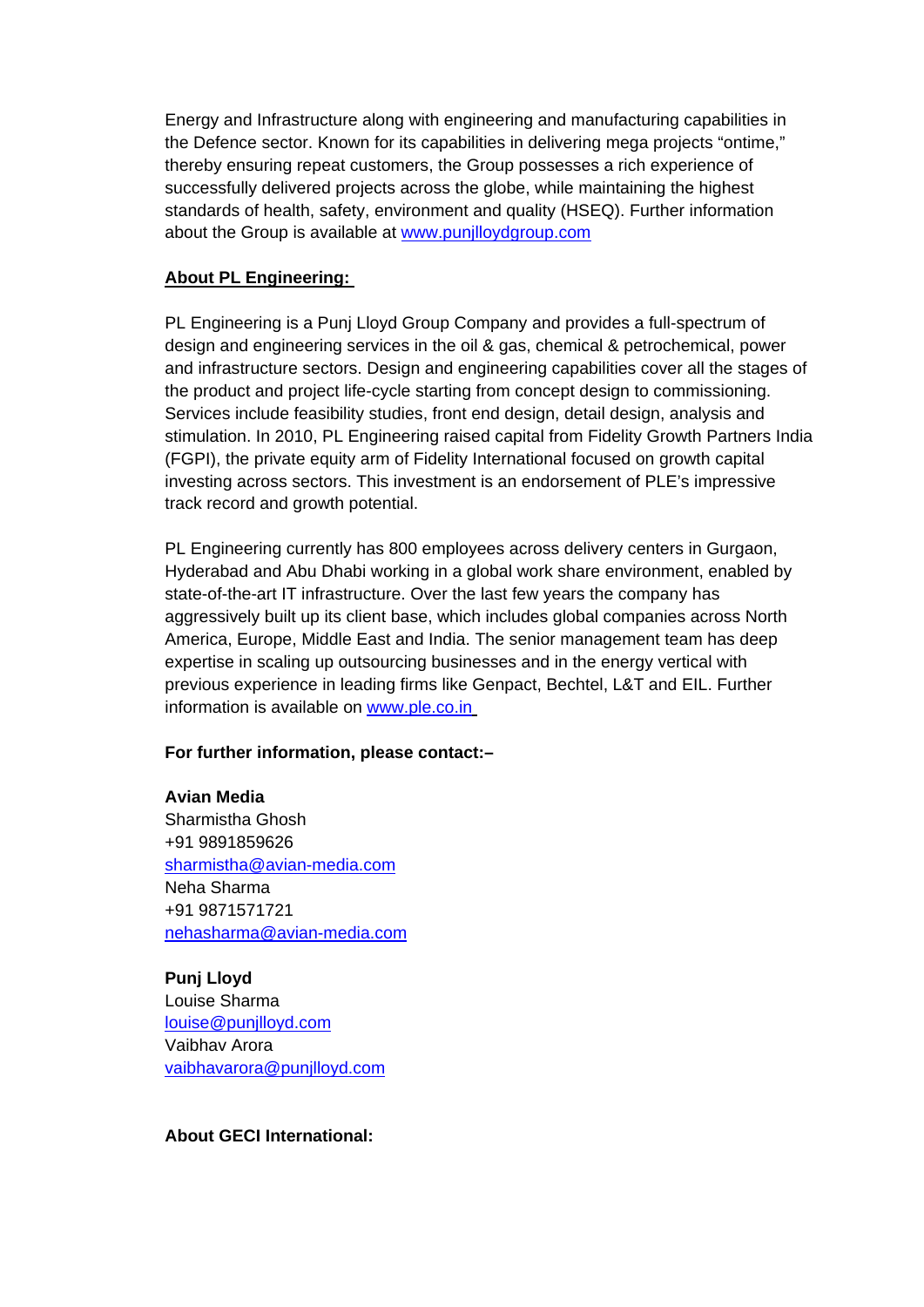Energy and Infrastructure along with engineering and manufacturing capabilities in the Defence sector. Known for its capabilities in delivering mega projects "ontime," thereby ensuring repeat customers, the Group possesses a rich experience of successfully delivered projects across the globe, while maintaining the highest standards of health, safety, environment and quality (HSEQ). Further information about the Group is available at www.punjlloydgroup.com

**About PL Engineering:**

PL Engineering is a Punj Lloyd Group Company and provides a full-spectrum of design and engineering services in the oil & gas, chemical & petrochemical, power and infrastructure sectors. Design and engineering capabilities cover all the stages of the product and project life-cycle starting from concept design to commissioning. Services include feasibility studies, front end design, detail design, analysis and stimulation. In 2010, PL Engineering raised capital from Fidelity Growth Partners India (FGPI), the private equity arm of Fidelity International focused on growth capital investing across sectors. This investment is an endorsement of PLE's impressive track record and growth potential.

PL Engineering currently has 800 employees across delivery centers in Gurgaon, Hyderabad and Abu Dhabi working in a global work share environment, enabled by state-of-the-art IT infrastructure. Over the last few years the company has aggressively built up its client base, which includes global companies across North America, Europe, Middle East and India. The senior management team has deep expertise in scaling up outsourcing businesses and in the energy vertical with previous experience in leading firms like Genpact, Bechtel, L&T and EIL. Further information is available on www.ple.co.in

**For further information, please contact:–**

**Avian Media**
Sharmistha Ghosh
+91 9891859626
sharmistha@avian-media.com
Neha Sharma
+91 9871571721
nehasharma@avian-media.com

**Punj Lloyd**
Louise Sharma
louise@punjlloyd.com
Vaibhav Arora
vaibhavarora@punjlloyd.com

**About GECI International:**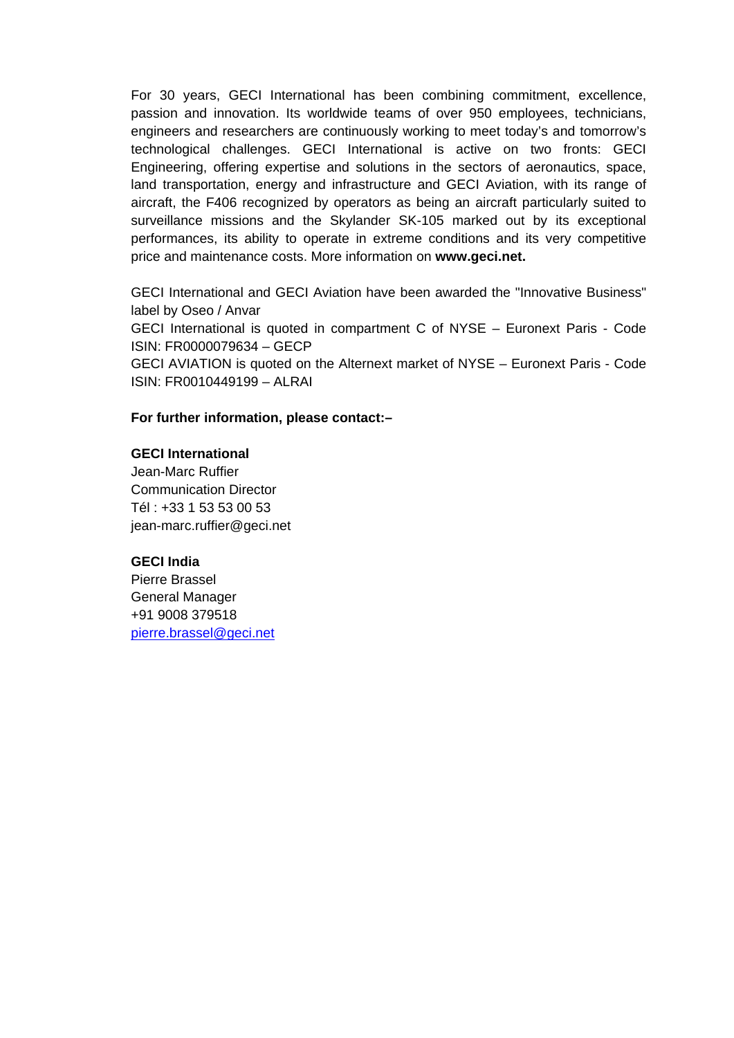For 30 years, GECI International has been combining commitment, excellence, passion and innovation. Its worldwide teams of over 950 employees, technicians, engineers and researchers are continuously working to meet today's and tomorrow's technological challenges. GECI International is active on two fronts: GECI Engineering, offering expertise and solutions in the sectors of aeronautics, space, land transportation, energy and infrastructure and GECI Aviation, with its range of aircraft, the F406 recognized by operators as being an aircraft particularly suited to surveillance missions and the Skylander SK-105 marked out by its exceptional performances, its ability to operate in extreme conditions and its very competitive price and maintenance costs. More information on **www.geci.net.**

GECI International and GECI Aviation have been awarded the "Innovative Business" label by Oseo / Anvar
GECI International is quoted in compartment C of NYSE – Euronext Paris - Code ISIN: FR0000079634 – GECP
GECI AVIATION is quoted on the Alternext market of NYSE – Euronext Paris - Code ISIN: FR0010449199 – ALRAI

**For further information, please contact:–**

**GECI International**
Jean-Marc Ruffier
Communication Director
Tél : +33 1 53 53 00 53
jean-marc.ruffier@geci.net

**GECI India**
Pierre Brassel
General Manager
+91 9008 379518
pierre.brassel@geci.net